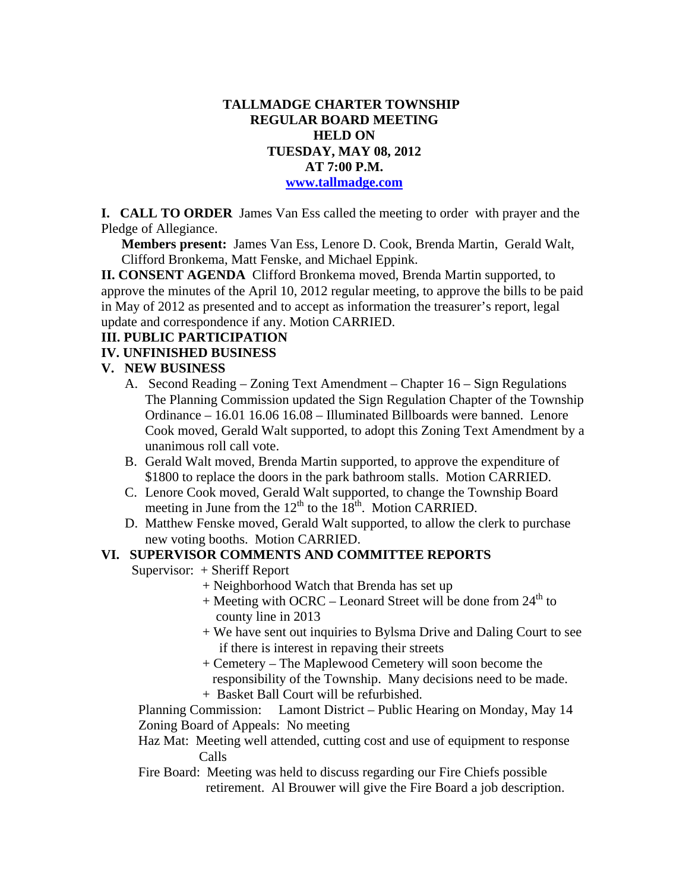**TALLMADGE CHARTER TOWNSHIP**
**REGULAR BOARD MEETING**
**HELD ON**
**TUESDAY, MAY 08, 2012**
**AT 7:00 P.M.**
**www.tallmadge.com**

**I. CALL TO ORDER** James Van Ess called the meeting to order with prayer and the Pledge of Allegiance.

**Members present:** James Van Ess, Lenore D. Cook, Brenda Martin, Gerald Walt, Clifford Bronkema, Matt Fenske, and Michael Eppink.

**II. CONSENT AGENDA** Clifford Bronkema moved, Brenda Martin supported, to approve the minutes of the April 10, 2012 regular meeting, to approve the bills to be paid in May of 2012 as presented and to accept as information the treasurer's report, legal update and correspondence if any. Motion CARRIED.

**III. PUBLIC PARTICIPATION**

**IV. UNFINISHED BUSINESS**

**V. NEW BUSINESS**

A. Second Reading – Zoning Text Amendment – Chapter 16 – Sign Regulations The Planning Commission updated the Sign Regulation Chapter of the Township Ordinance – 16.01 16.06 16.08 – Illuminated Billboards were banned. Lenore Cook moved, Gerald Walt supported, to adopt this Zoning Text Amendment by a unanimous roll call vote.

B. Gerald Walt moved, Brenda Martin supported, to approve the expenditure of $1800 to replace the doors in the park bathroom stalls. Motion CARRIED.

C. Lenore Cook moved, Gerald Walt supported, to change the Township Board meeting in June from the 12th to the 18th. Motion CARRIED.

D. Matthew Fenske moved, Gerald Walt supported, to allow the clerk to purchase new voting booths. Motion CARRIED.

**VI. SUPERVISOR COMMENTS AND COMMITTEE REPORTS**

Supervisor:
+ Sheriff Report
+ Neighborhood Watch that Brenda has set up
+ Meeting with OCRC – Leonard Street will be done from 24th to county line in 2013
+ We have sent out inquiries to Bylsma Drive and Daling Court to see if there is interest in repaving their streets
+ Cemetery – The Maplewood Cemetery will soon become the responsibility of the Township. Many decisions need to be made.
+ Basket Ball Court will be refurbished.

Planning Commission: Lamont District – Public Hearing on Monday, May 14

Zoning Board of Appeals: No meeting

Haz Mat: Meeting well attended, cutting cost and use of equipment to response Calls

Fire Board: Meeting was held to discuss regarding our Fire Chiefs possible retirement. Al Brouwer will give the Fire Board a job description.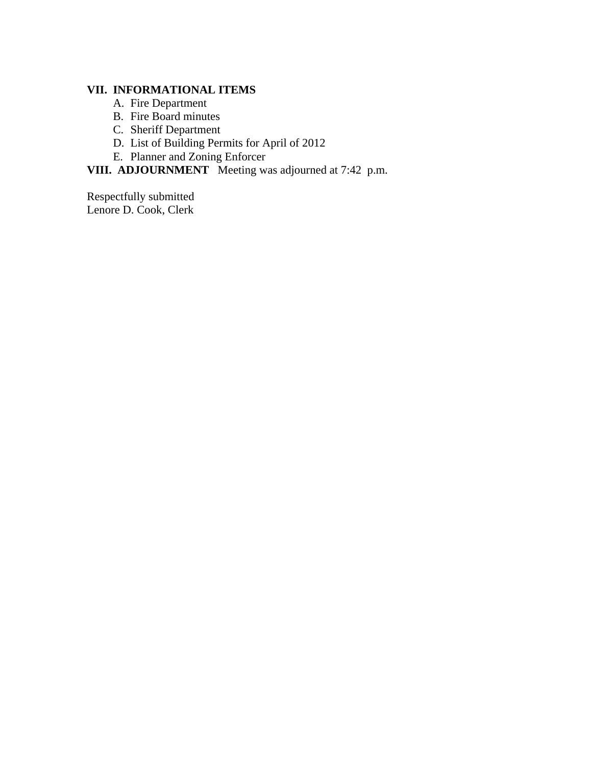**VII. INFORMATIONAL ITEMS**

A. Fire Department
B. Fire Board minutes
C. Sheriff Department
D. List of Building Permits for April of 2012
E. Planner and Zoning Enforcer

**VIII. ADJOURNMENT** Meeting was adjourned at 7:42 p.m.

Respectfully submitted
Lenore D. Cook, Clerk